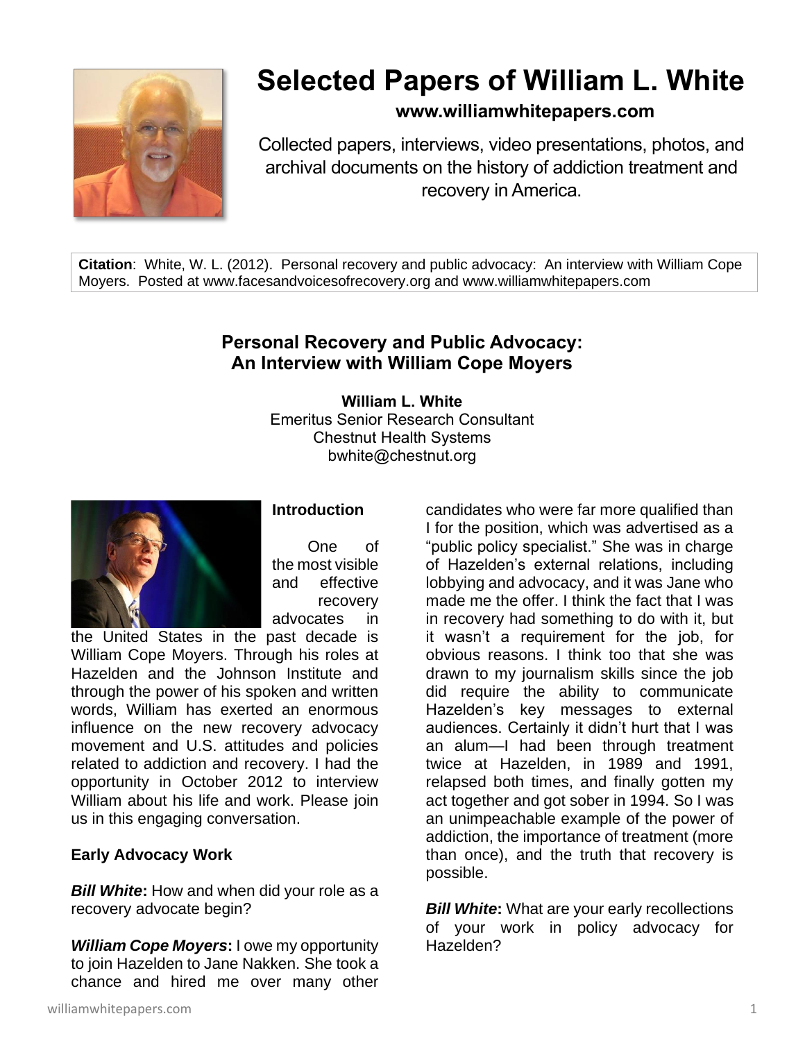# Selected Papers of William L. White

**www.williamwhitepapers.com**

Collected papers, interviews, video presentations, photos, and archival documents on the history of addiction treatment and recovery in America.

**Citation**: White, W. L. (2012). Personal recovery and public advocacy: An interview with William Cope Moyers. Posted at www.facesandvoicesofrecovery.org and www.williamwhitepapers.com

## Personal Recovery and Public Advocacy: An Interview with William Cope Moyers

**William L. White**
Emeritus Senior Research Consultant
Chestnut Health Systems
bwhite@chestnut.org

### Introduction

One of the most visible and effective recovery advocates in the United States in the past decade is William Cope Moyers. Through his roles at Hazelden and the Johnson Institute and through the power of his spoken and written words, William has exerted an enormous influence on the new recovery advocacy movement and U.S. attitudes and policies related to addiction and recovery. I had the opportunity in October 2012 to interview William about his life and work. Please join us in this engaging conversation.

### Early Advocacy Work

***Bill White*:** How and when did your role as a recovery advocate begin?

***William Cope Moyers*:** I owe my opportunity to join Hazelden to Jane Nakken. She took a chance and hired me over many other candidates who were far more qualified than I for the position, which was advertised as a "public policy specialist." She was in charge of Hazelden's external relations, including lobbying and advocacy, and it was Jane who made me the offer. I think the fact that I was in recovery had something to do with it, but it wasn't a requirement for the job, for obvious reasons. I think too that she was drawn to my journalism skills since the job did require the ability to communicate Hazelden's key messages to external audiences. Certainly it didn't hurt that I was an alum—I had been through treatment twice at Hazelden, in 1989 and 1991, relapsed both times, and finally gotten my act together and got sober in 1994. So I was an unimpeachable example of the power of addiction, the importance of treatment (more than once), and the truth that recovery is possible.

***Bill White*:** What are your early recollections of your work in policy advocacy for Hazelden?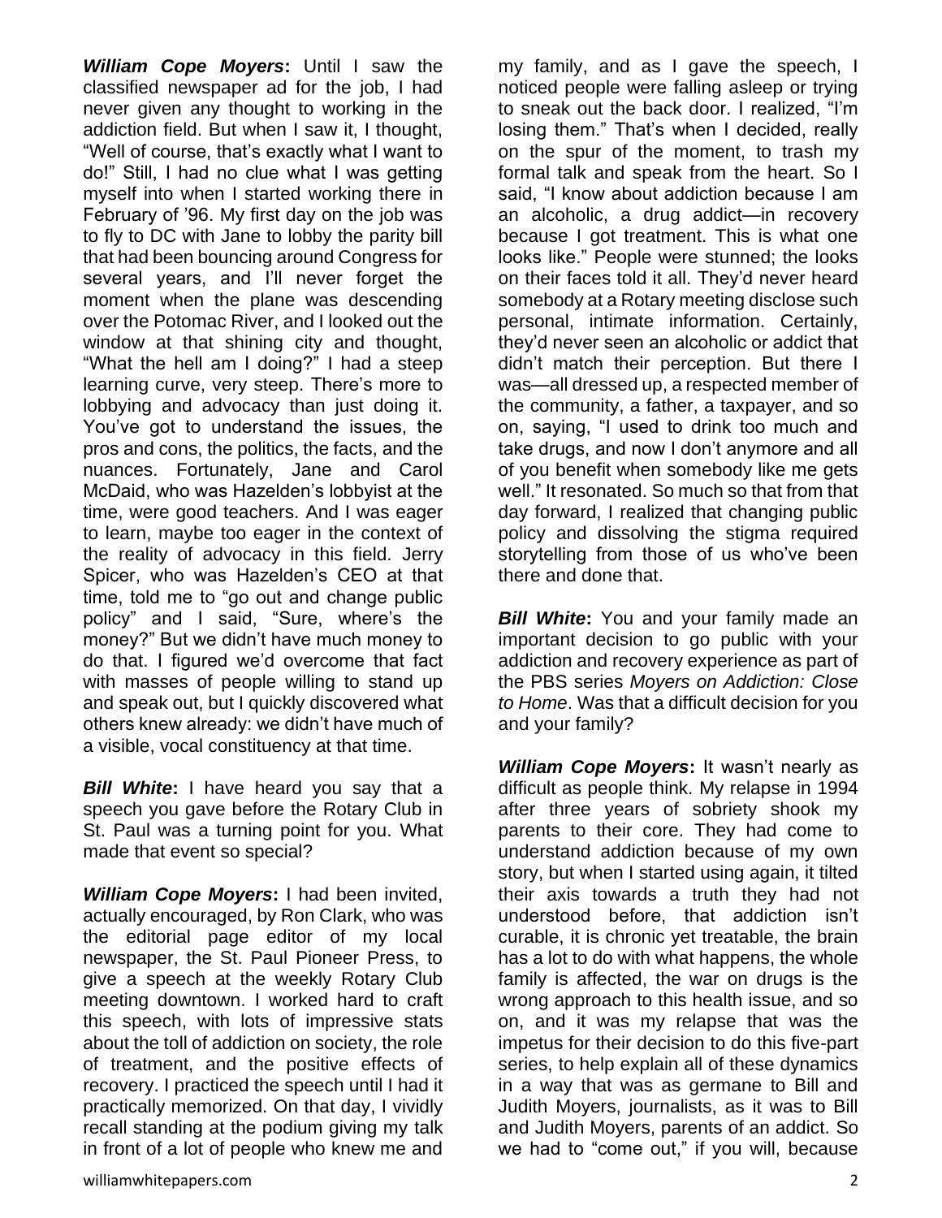***William Cope Moyers*:** Until I saw the classified newspaper ad for the job, I had never given any thought to working in the addiction field. But when I saw it, I thought, "Well of course, that's exactly what I want to do!" Still, I had no clue what I was getting myself into when I started working there in February of '96. My first day on the job was to fly to DC with Jane to lobby the parity bill that had been bouncing around Congress for several years, and I'll never forget the moment when the plane was descending over the Potomac River, and I looked out the window at that shining city and thought, "What the hell am I doing?" I had a steep learning curve, very steep. There's more to lobbying and advocacy than just doing it. You've got to understand the issues, the pros and cons, the politics, the facts, and the nuances. Fortunately, Jane and Carol McDaid, who was Hazelden's lobbyist at the time, were good teachers. And I was eager to learn, maybe too eager in the context of the reality of advocacy in this field. Jerry Spicer, who was Hazelden's CEO at that time, told me to "go out and change public policy" and I said, "Sure, where's the money?" But we didn't have much money to do that. I figured we'd overcome that fact with masses of people willing to stand up and speak out, but I quickly discovered what others knew already: we didn't have much of a visible, vocal constituency at that time.

***Bill White*:** I have heard you say that a speech you gave before the Rotary Club in St. Paul was a turning point for you. What made that event so special?

***William Cope Moyers*:** I had been invited, actually encouraged, by Ron Clark, who was the editorial page editor of my local newspaper, the St. Paul Pioneer Press, to give a speech at the weekly Rotary Club meeting downtown. I worked hard to craft this speech, with lots of impressive stats about the toll of addiction on society, the role of treatment, and the positive effects of recovery. I practiced the speech until I had it practically memorized. On that day, I vividly recall standing at the podium giving my talk in front of a lot of people who knew me and my family, and as I gave the speech, I noticed people were falling asleep or trying to sneak out the back door. I realized, "I'm losing them." That's when I decided, really on the spur of the moment, to trash my formal talk and speak from the heart. So I said, "I know about addiction because I am an alcoholic, a drug addict—in recovery because I got treatment. This is what one looks like." People were stunned; the looks on their faces told it all. They'd never heard somebody at a Rotary meeting disclose such personal, intimate information. Certainly, they'd never seen an alcoholic or addict that didn't match their perception. But there I was—all dressed up, a respected member of the community, a father, a taxpayer, and so on, saying, "I used to drink too much and take drugs, and now I don't anymore and all of you benefit when somebody like me gets well." It resonated. So much so that from that day forward, I realized that changing public policy and dissolving the stigma required storytelling from those of us who've been there and done that.

***Bill White*:** You and your family made an important decision to go public with your addiction and recovery experience as part of the PBS series *Moyers on Addiction: Close to Home*. Was that a difficult decision for you and your family?

***William Cope Moyers*:** It wasn't nearly as difficult as people think. My relapse in 1994 after three years of sobriety shook my parents to their core. They had come to understand addiction because of my own story, but when I started using again, it tilted their axis towards a truth they had not understood before, that addiction isn't curable, it is chronic yet treatable, the brain has a lot to do with what happens, the whole family is affected, the war on drugs is the wrong approach to this health issue, and so on, and it was my relapse that was the impetus for their decision to do this five-part series, to help explain all of these dynamics in a way that was as germane to Bill and Judith Moyers, journalists, as it was to Bill and Judith Moyers, parents of an addict. So we had to "come out," if you will, because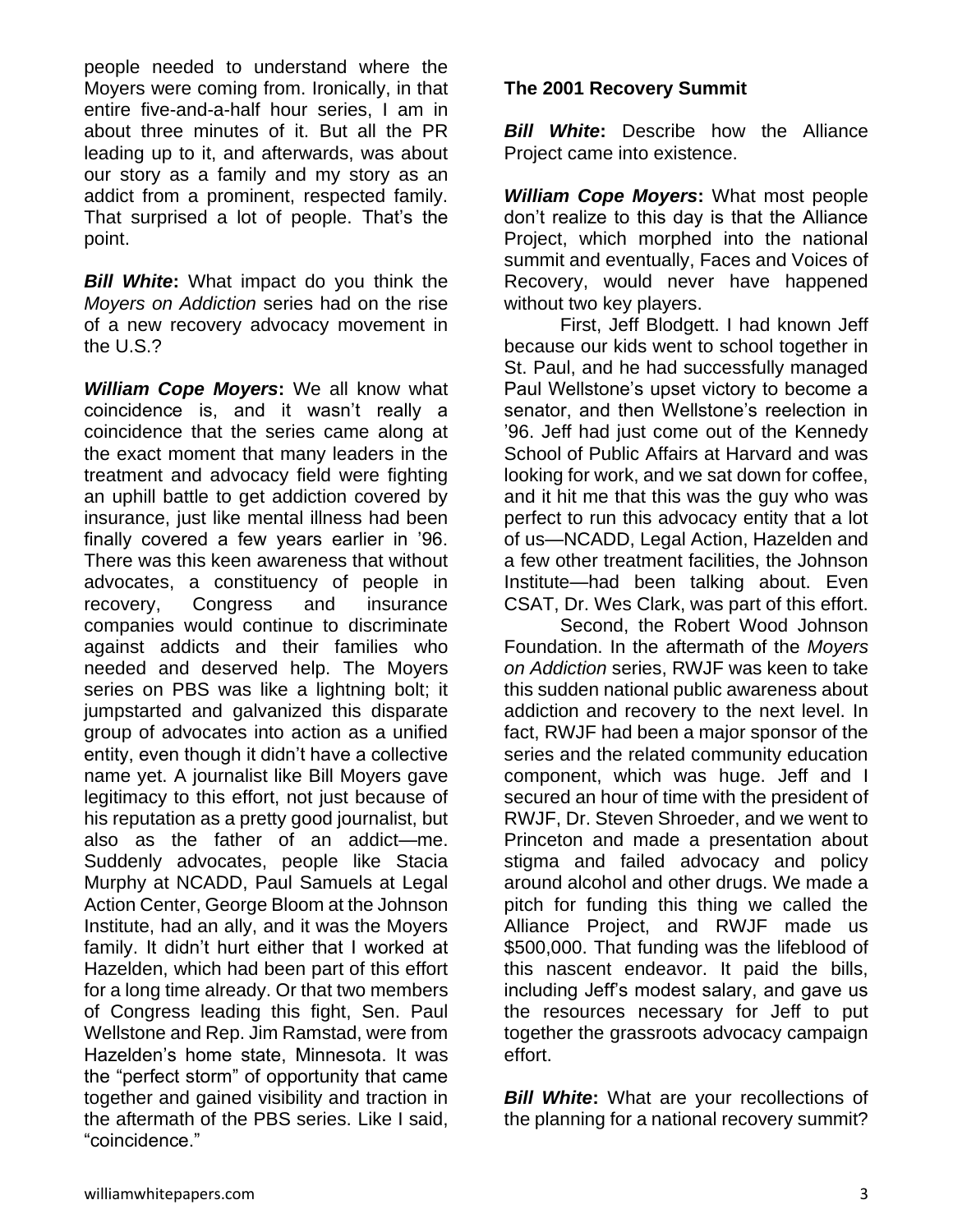people needed to understand where the Moyers were coming from. Ironically, in that entire five-and-a-half hour series, I am in about three minutes of it. But all the PR leading up to it, and afterwards, was about our story as a family and my story as an addict from a prominent, respected family. That surprised a lot of people. That's the point.

***Bill White*****:** What impact do you think the *Moyers on Addiction* series had on the rise of a new recovery advocacy movement in the U.S.?

***William Cope Moyers*****:** We all know what coincidence is, and it wasn't really a coincidence that the series came along at the exact moment that many leaders in the treatment and advocacy field were fighting an uphill battle to get addiction covered by insurance, just like mental illness had been finally covered a few years earlier in '96. There was this keen awareness that without advocates, a constituency of people in recovery, Congress and insurance companies would continue to discriminate against addicts and their families who needed and deserved help. The Moyers series on PBS was like a lightning bolt; it jumpstarted and galvanized this disparate group of advocates into action as a unified entity, even though it didn't have a collective name yet. A journalist like Bill Moyers gave legitimacy to this effort, not just because of his reputation as a pretty good journalist, but also as the father of an addict—me. Suddenly advocates, people like Stacia Murphy at NCADD, Paul Samuels at Legal Action Center, George Bloom at the Johnson Institute, had an ally, and it was the Moyers family. It didn't hurt either that I worked at Hazelden, which had been part of this effort for a long time already. Or that two members of Congress leading this fight, Sen. Paul Wellstone and Rep. Jim Ramstad, were from Hazelden's home state, Minnesota. It was the "perfect storm" of opportunity that came together and gained visibility and traction in the aftermath of the PBS series. Like I said, "coincidence."

**The 2001 Recovery Summit**

***Bill White*****:** Describe how the Alliance Project came into existence.

***William Cope Moyers*****:** What most people don't realize to this day is that the Alliance Project, which morphed into the national summit and eventually, Faces and Voices of Recovery, would never have happened without two key players.

First, Jeff Blodgett. I had known Jeff because our kids went to school together in St. Paul, and he had successfully managed Paul Wellstone's upset victory to become a senator, and then Wellstone's reelection in '96. Jeff had just come out of the Kennedy School of Public Affairs at Harvard and was looking for work, and we sat down for coffee, and it hit me that this was the guy who was perfect to run this advocacy entity that a lot of us—NCADD, Legal Action, Hazelden and a few other treatment facilities, the Johnson Institute—had been talking about. Even CSAT, Dr. Wes Clark, was part of this effort.

Second, the Robert Wood Johnson Foundation. In the aftermath of the *Moyers on Addiction* series, RWJF was keen to take this sudden national public awareness about addiction and recovery to the next level. In fact, RWJF had been a major sponsor of the series and the related community education component, which was huge. Jeff and I secured an hour of time with the president of RWJF, Dr. Steven Shroeder, and we went to Princeton and made a presentation about stigma and failed advocacy and policy around alcohol and other drugs. We made a pitch for funding this thing we called the Alliance Project, and RWJF made us $500,000. That funding was the lifeblood of this nascent endeavor. It paid the bills, including Jeff's modest salary, and gave us the resources necessary for Jeff to put together the grassroots advocacy campaign effort.

***Bill White*****:** What are your recollections of the planning for a national recovery summit?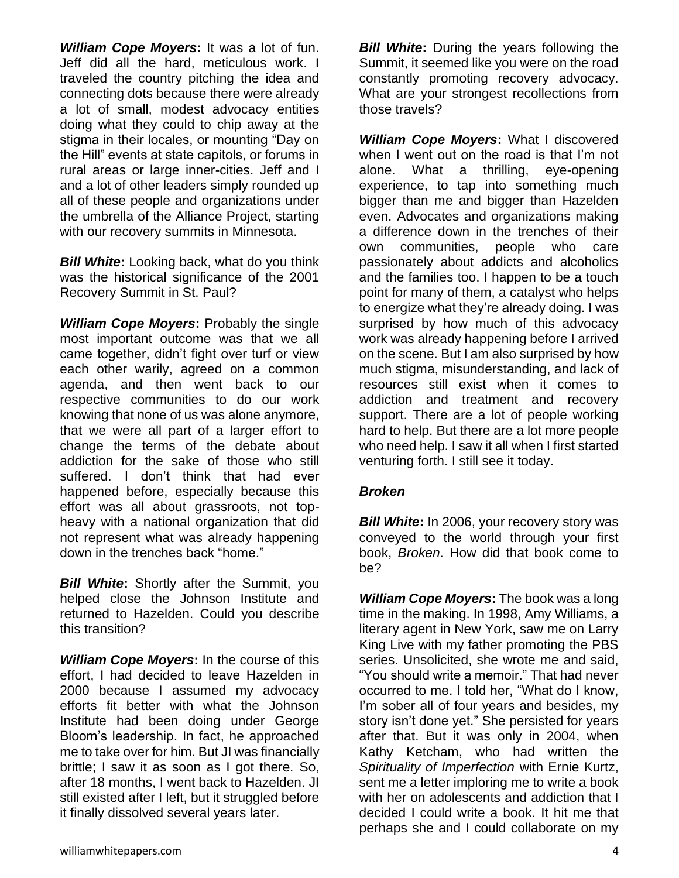***William Cope Moyers*:** It was a lot of fun. Jeff did all the hard, meticulous work. I traveled the country pitching the idea and connecting dots because there were already a lot of small, modest advocacy entities doing what they could to chip away at the stigma in their locales, or mounting "Day on the Hill" events at state capitols, or forums in rural areas or large inner-cities. Jeff and I and a lot of other leaders simply rounded up all of these people and organizations under the umbrella of the Alliance Project, starting with our recovery summits in Minnesota.

***Bill White*:** Looking back, what do you think was the historical significance of the 2001 Recovery Summit in St. Paul?

***William Cope Moyers*:** Probably the single most important outcome was that we all came together, didn't fight over turf or view each other warily, agreed on a common agenda, and then went back to our respective communities to do our work knowing that none of us was alone anymore, that we were all part of a larger effort to change the terms of the debate about addiction for the sake of those who still suffered. I don't think that had ever happened before, especially because this effort was all about grassroots, not top-heavy with a national organization that did not represent what was already happening down in the trenches back "home."

***Bill White*:** Shortly after the Summit, you helped close the Johnson Institute and returned to Hazelden. Could you describe this transition?

***William Cope Moyers*:** In the course of this effort, I had decided to leave Hazelden in 2000 because I assumed my advocacy efforts fit better with what the Johnson Institute had been doing under George Bloom's leadership. In fact, he approached me to take over for him. But JI was financially brittle; I saw it as soon as I got there. So, after 18 months, I went back to Hazelden. JI still existed after I left, but it struggled before it finally dissolved several years later.

***Bill White*:** During the years following the Summit, it seemed like you were on the road constantly promoting recovery advocacy. What are your strongest recollections from those travels?

***William Cope Moyers*:** What I discovered when I went out on the road is that I'm not alone. What a thrilling, eye-opening experience, to tap into something much bigger than me and bigger than Hazelden even. Advocates and organizations making a difference down in the trenches of their own communities, people who care passionately about addicts and alcoholics and the families too. I happen to be a touch point for many of them, a catalyst who helps to energize what they're already doing. I was surprised by how much of this advocacy work was already happening before I arrived on the scene. But I am also surprised by how much stigma, misunderstanding, and lack of resources still exist when it comes to addiction and treatment and recovery support. There are a lot of people working hard to help. But there are a lot more people who need help. I saw it all when I first started venturing forth. I still see it today.

### *Broken*

***Bill White*:** In 2006, your recovery story was conveyed to the world through your first book, *Broken*. How did that book come to be?

***William Cope Moyers*:** The book was a long time in the making. In 1998, Amy Williams, a literary agent in New York, saw me on Larry King Live with my father promoting the PBS series. Unsolicited, she wrote me and said, "You should write a memoir." That had never occurred to me. I told her, "What do I know, I'm sober all of four years and besides, my story isn't done yet." She persisted for years after that. But it was only in 2004, when Kathy Ketcham, who had written the *Spirituality of Imperfection* with Ernie Kurtz, sent me a letter imploring me to write a book with her on adolescents and addiction that I decided I could write a book. It hit me that perhaps she and I could collaborate on my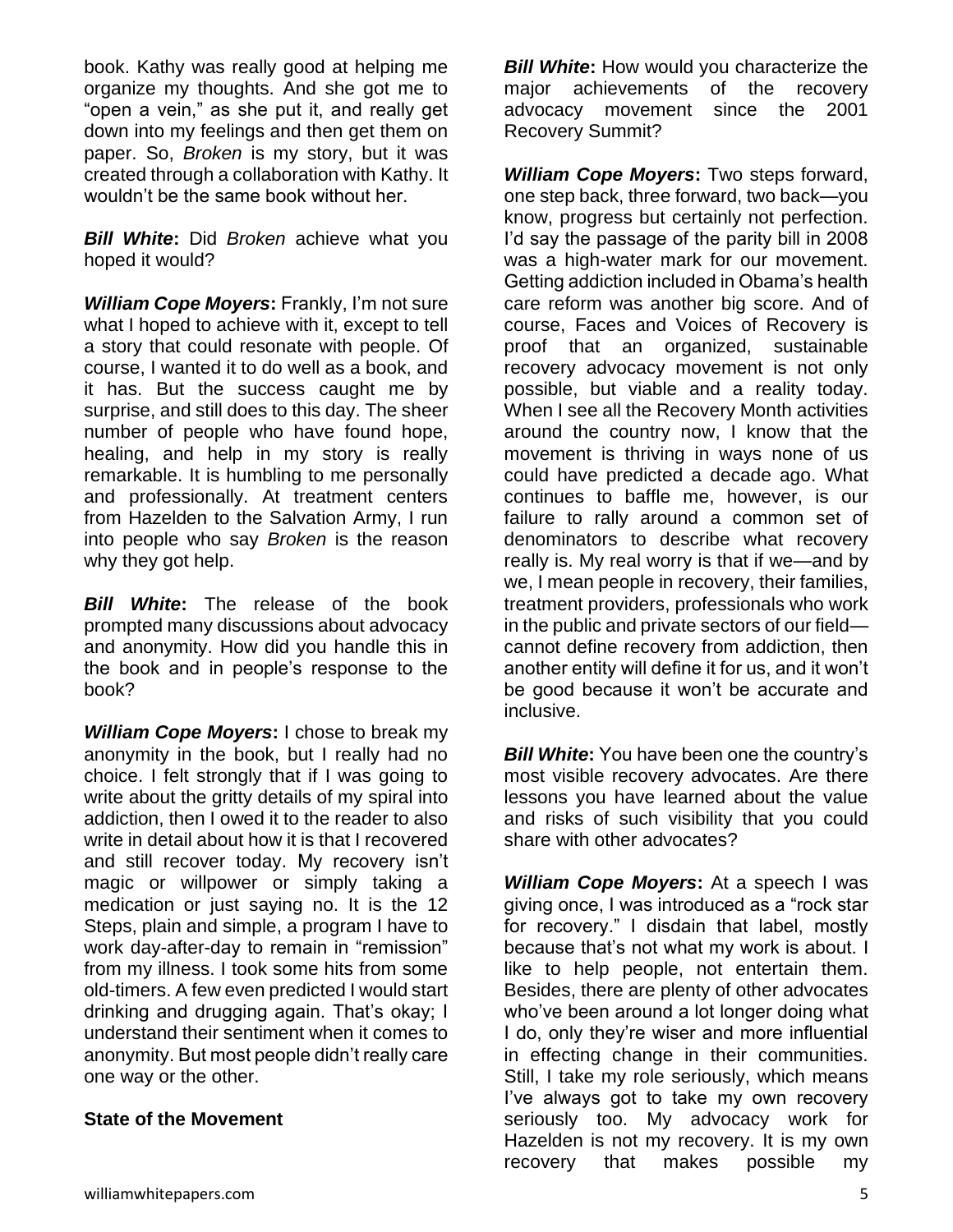book. Kathy was really good at helping me organize my thoughts. And she got me to "open a vein," as she put it, and really get down into my feelings and then get them on paper. So, *Broken* is my story, but it was created through a collaboration with Kathy. It wouldn't be the same book without her.

***Bill White*:** Did *Broken* achieve what you hoped it would?

***William Cope Moyers*:** Frankly, I'm not sure what I hoped to achieve with it, except to tell a story that could resonate with people. Of course, I wanted it to do well as a book, and it has. But the success caught me by surprise, and still does to this day. The sheer number of people who have found hope, healing, and help in my story is really remarkable. It is humbling to me personally and professionally. At treatment centers from Hazelden to the Salvation Army, I run into people who say *Broken* is the reason why they got help.

***Bill White*:** The release of the book prompted many discussions about advocacy and anonymity. How did you handle this in the book and in people's response to the book?

***William Cope Moyers*:** I chose to break my anonymity in the book, but I really had no choice. I felt strongly that if I was going to write about the gritty details of my spiral into addiction, then I owed it to the reader to also write in detail about how it is that I recovered and still recover today. My recovery isn't magic or willpower or simply taking a medication or just saying no. It is the 12 Steps, plain and simple, a program I have to work day-after-day to remain in "remission" from my illness. I took some hits from some old-timers. A few even predicted I would start drinking and drugging again. That's okay; I understand their sentiment when it comes to anonymity. But most people didn't really care one way or the other.

**State of the Movement**

***Bill White*:** How would you characterize the major achievements of the recovery advocacy movement since the 2001 Recovery Summit?

***William Cope Moyers*:** Two steps forward, one step back, three forward, two back—you know, progress but certainly not perfection. I'd say the passage of the parity bill in 2008 was a high-water mark for our movement. Getting addiction included in Obama's health care reform was another big score. And of course, Faces and Voices of Recovery is proof that an organized, sustainable recovery advocacy movement is not only possible, but viable and a reality today. When I see all the Recovery Month activities around the country now, I know that the movement is thriving in ways none of us could have predicted a decade ago. What continues to baffle me, however, is our failure to rally around a common set of denominators to describe what recovery really is. My real worry is that if we—and by we, I mean people in recovery, their families, treatment providers, professionals who work in the public and private sectors of our field—cannot define recovery from addiction, then another entity will define it for us, and it won't be good because it won't be accurate and inclusive.

***Bill White*:** You have been one the country's most visible recovery advocates. Are there lessons you have learned about the value and risks of such visibility that you could share with other advocates?

***William Cope Moyers*:** At a speech I was giving once, I was introduced as a "rock star for recovery." I disdain that label, mostly because that's not what my work is about. I like to help people, not entertain them. Besides, there are plenty of other advocates who've been around a lot longer doing what I do, only they're wiser and more influential in effecting change in their communities. Still, I take my role seriously, which means I've always got to take my own recovery seriously too. My advocacy work for Hazelden is not my recovery. It is my own recovery that makes possible my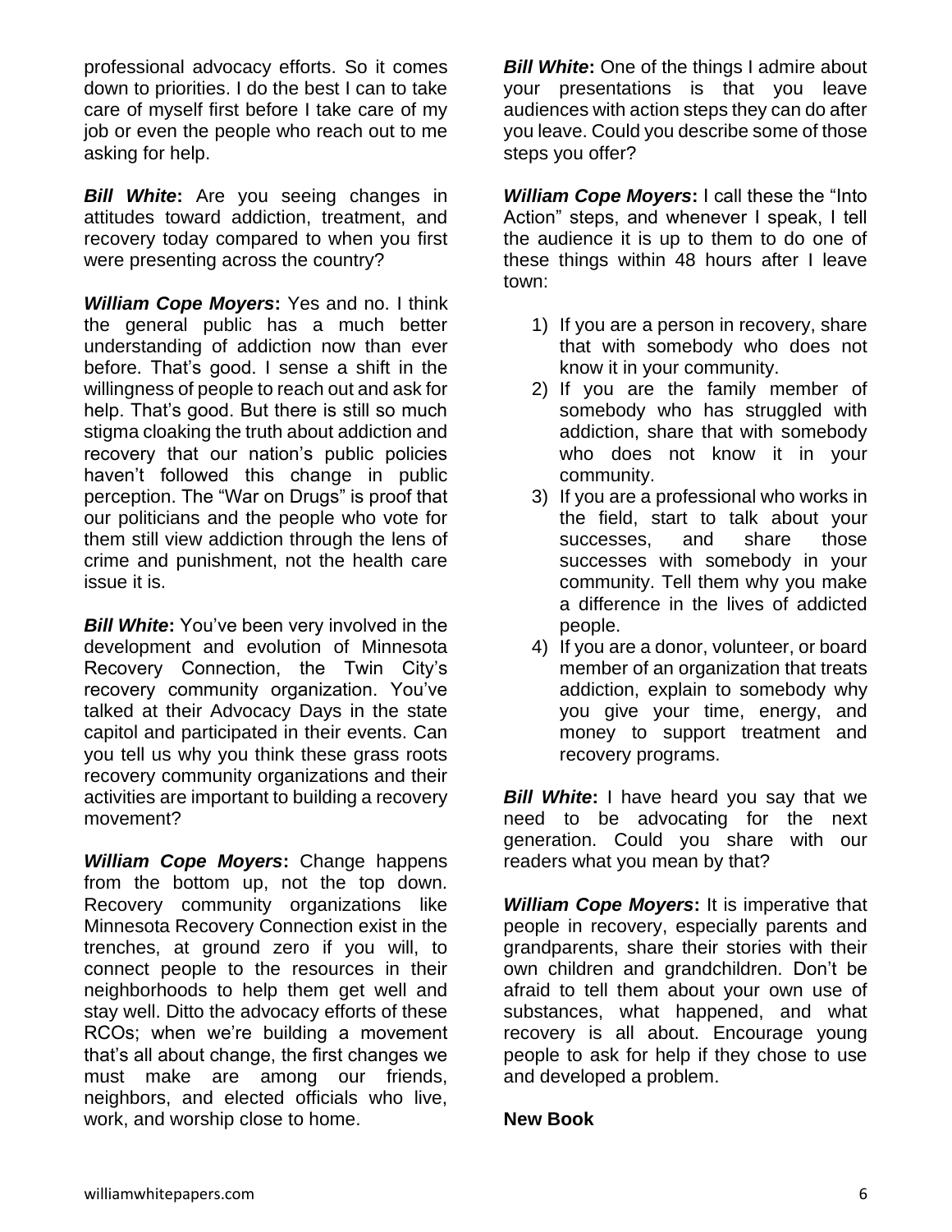professional advocacy efforts. So it comes down to priorities. I do the best I can to take care of myself first before I take care of my job or even the people who reach out to me asking for help.

***Bill White*:** Are you seeing changes in attitudes toward addiction, treatment, and recovery today compared to when you first were presenting across the country?

***William Cope Moyers*:** Yes and no. I think the general public has a much better understanding of addiction now than ever before. That's good. I sense a shift in the willingness of people to reach out and ask for help. That's good. But there is still so much stigma cloaking the truth about addiction and recovery that our nation's public policies haven't followed this change in public perception. The "War on Drugs" is proof that our politicians and the people who vote for them still view addiction through the lens of crime and punishment, not the health care issue it is.

***Bill White*:** You've been very involved in the development and evolution of Minnesota Recovery Connection, the Twin City's recovery community organization. You've talked at their Advocacy Days in the state capitol and participated in their events. Can you tell us why you think these grass roots recovery community organizations and their activities are important to building a recovery movement?

***William Cope Moyers*:** Change happens from the bottom up, not the top down. Recovery community organizations like Minnesota Recovery Connection exist in the trenches, at ground zero if you will, to connect people to the resources in their neighborhoods to help them get well and stay well. Ditto the advocacy efforts of these RCOs; when we're building a movement that's all about change, the first changes we must make are among our friends, neighbors, and elected officials who live, work, and worship close to home.

***Bill White*:** One of the things I admire about your presentations is that you leave audiences with action steps they can do after you leave. Could you describe some of those steps you offer?

***William Cope Moyers*:** I call these the "Into Action" steps, and whenever I speak, I tell the audience it is up to them to do one of these things within 48 hours after I leave town:

1) If you are a person in recovery, share that with somebody who does not know it in your community.
2) If you are the family member of somebody who has struggled with addiction, share that with somebody who does not know it in your community.
3) If you are a professional who works in the field, start to talk about your successes, and share those successes with somebody in your community. Tell them why you make a difference in the lives of addicted people.
4) If you are a donor, volunteer, or board member of an organization that treats addiction, explain to somebody why you give your time, energy, and money to support treatment and recovery programs.

***Bill White*:** I have heard you say that we need to be advocating for the next generation. Could you share with our readers what you mean by that?

***William Cope Moyers*:** It is imperative that people in recovery, especially parents and grandparents, share their stories with their own children and grandchildren. Don't be afraid to tell them about your own use of substances, what happened, and what recovery is all about. Encourage young people to ask for help if they chose to use and developed a problem.

**New Book**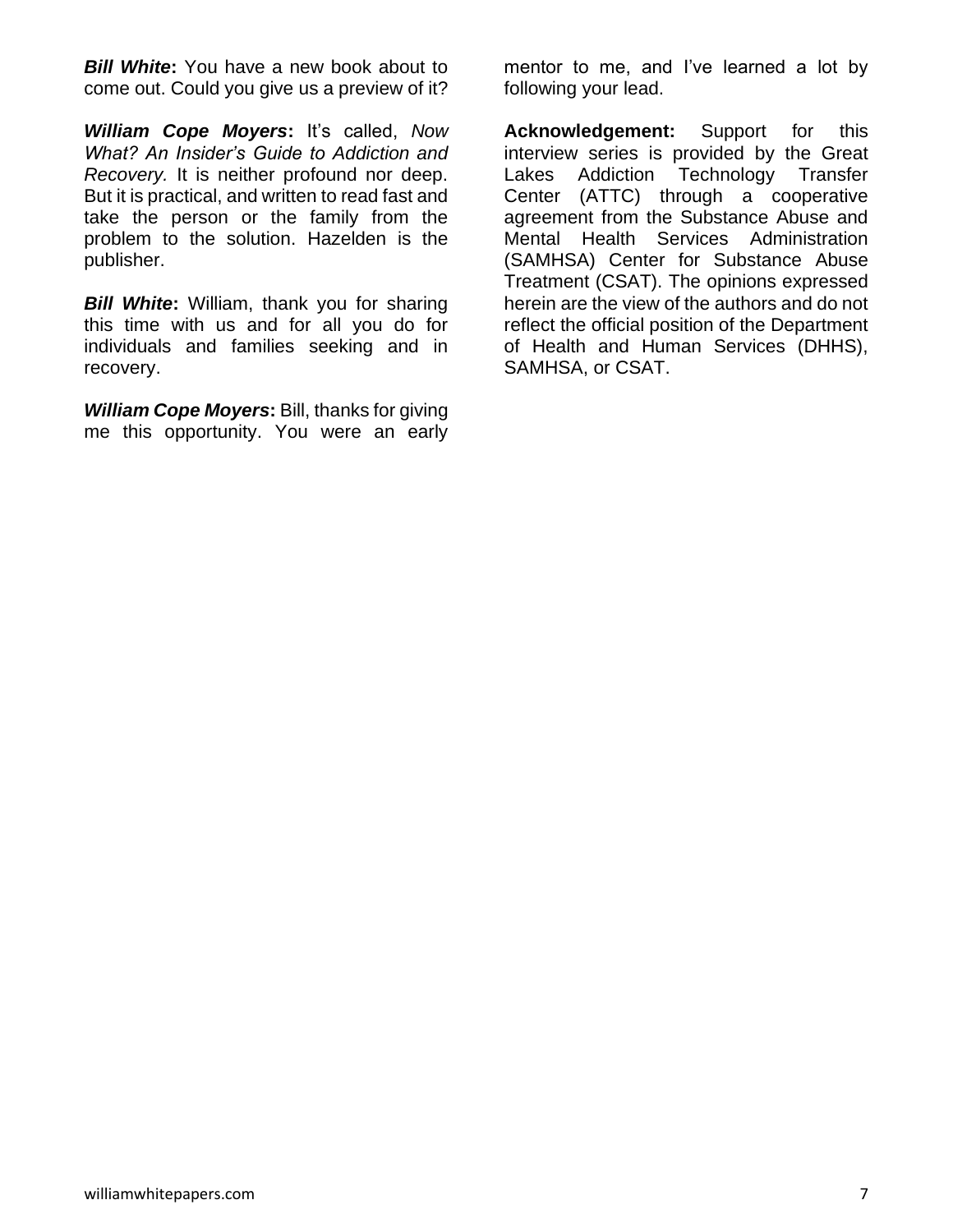***Bill White*:** You have a new book about to come out. Could you give us a preview of it?

***William Cope Moyers*:** It's called, *Now What? An Insider's Guide to Addiction and Recovery.* It is neither profound nor deep. But it is practical, and written to read fast and take the person or the family from the problem to the solution. Hazelden is the publisher.

***Bill White*:** William, thank you for sharing this time with us and for all you do for individuals and families seeking and in recovery.

***William Cope Moyers*:** Bill, thanks for giving me this opportunity. You were an early mentor to me, and I've learned a lot by following your lead.

**Acknowledgement:** Support for this interview series is provided by the Great Lakes Addiction Technology Transfer Center (ATTC) through a cooperative agreement from the Substance Abuse and Mental Health Services Administration (SAMHSA) Center for Substance Abuse Treatment (CSAT). The opinions expressed herein are the view of the authors and do not reflect the official position of the Department of Health and Human Services (DHHS), SAMHSA, or CSAT.